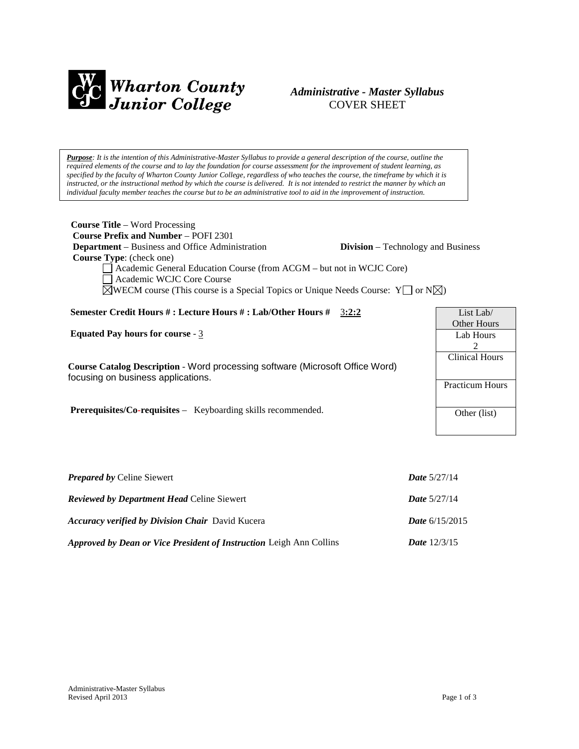**Wharton County Junior College**

***Administrative - Master Syllabus***
COVER SHEET

***Purpose****: It is the intention of this Administrative-Master Syllabus to provide a general description of the course, outline the required elements of the course and to lay the foundation for course assessment for the improvement of student learning, as specified by the faculty of Wharton County Junior College, regardless of who teaches the course, the timeframe by which it is instructed, or the instructional method by which the course is delivered. It is not intended to restrict the manner by which an individual faculty member teaches the course but to be an administrative tool to aid in the improvement of instruction.*

**Course Title** – Word Processing
**Course Prefix and Number** – POFI 2301
**Department** – Business and Office Administration **Division** – Technology and Business
**Course Type**: (check one)

- ☐ Academic General Education Course (from ACGM – but not in WCJC Core)
- ☐ Academic WCJC Core Course
- ☒ WECM course (This course is a Special Topics or Unique Needs Course: Y☐ or N☒)

**Semester Credit Hours # : Lecture Hours # : Lab/Other Hours #** 3:2:2

**Equated Pay hours for course** - 3

**Course Catalog Description** - Word processing software (Microsoft Office Word) focusing on business applications.

**Prerequisites/Co-requisites** – Keyboarding skills recommended.

| List Lab/ Other Hours |
|---|
| Lab Hours 2 |
| Clinical Hours |
| Practicum Hours |
| Other (list) |

***Prepared by*** Celine Siewert ***Date*** 5/27/14

***Reviewed by Department Head*** Celine Siewert ***Date*** 5/27/14

***Accuracy verified by Division Chair*** David Kucera ***Date*** 6/15/2015

***Approved by Dean or Vice President of Instruction*** Leigh Ann Collins ***Date*** 12/3/15

Administrative-Master Syllabus
Revised April 2013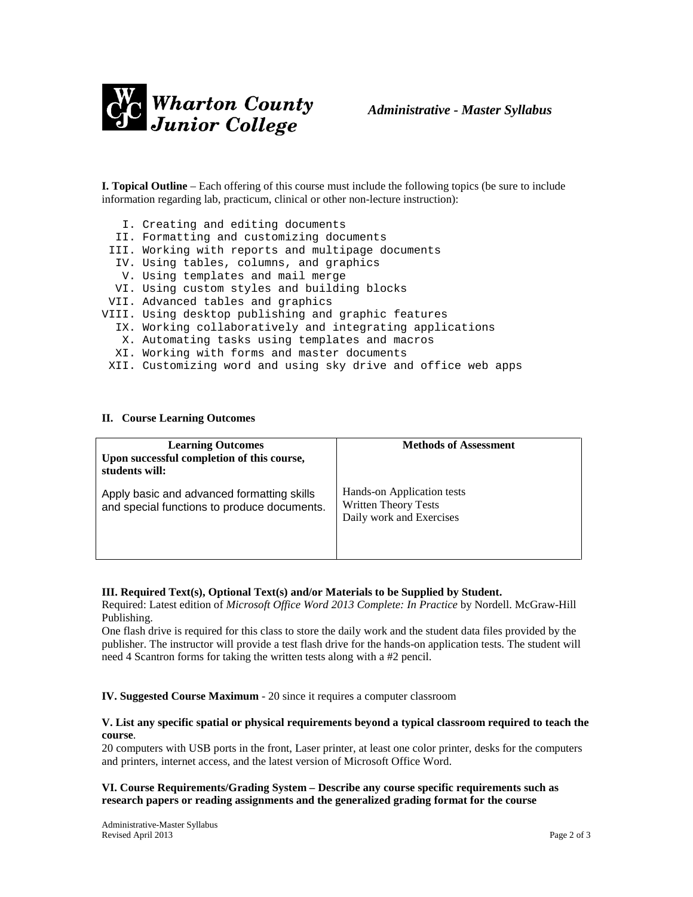Wharton County Junior College — *Administrative - Master Syllabus*

**I. Topical Outline** – Each offering of this course must include the following topics (be sure to include information regarding lab, practicum, clinical or other non-lecture instruction):

```
   I. Creating and editing documents
  II. Formatting and customizing documents
 III. Working with reports and multipage documents
  IV. Using tables, columns, and graphics
   V. Using templates and mail merge
  VI. Using custom styles and building blocks
 VII. Advanced tables and graphics
VIII. Using desktop publishing and graphic features
  IX. Working collaboratively and integrating applications
   X. Automating tasks using templates and macros
  XI. Working with forms and master documents
 XII. Customizing word and using sky drive and office web apps
```

**II. Course Learning Outcomes**

| **Learning Outcomes**<br>**Upon successful completion of this course, students will:** | **Methods of Assessment** |
|---|---|
| Apply basic and advanced formatting skills and special functions to produce documents. | Hands-on Application tests<br>Written Theory Tests<br>Daily work and Exercises |

**III. Required Text(s), Optional Text(s) and/or Materials to be Supplied by Student.**

Required: Latest edition of *Microsoft Office Word 2013 Complete: In Practice* by Nordell. McGraw-Hill Publishing.

One flash drive is required for this class to store the daily work and the student data files provided by the publisher. The instructor will provide a test flash drive for the hands-on application tests. The student will need 4 Scantron forms for taking the written tests along with a #2 pencil.

**IV. Suggested Course Maximum** - 20 since it requires a computer classroom

**V. List any specific spatial or physical requirements beyond a typical classroom required to teach the course**.

20 computers with USB ports in the front, Laser printer, at least one color printer, desks for the computers and printers, internet access, and the latest version of Microsoft Office Word.

**VI. Course Requirements/Grading System – Describe any course specific requirements such as research papers or reading assignments and the generalized grading format for the course**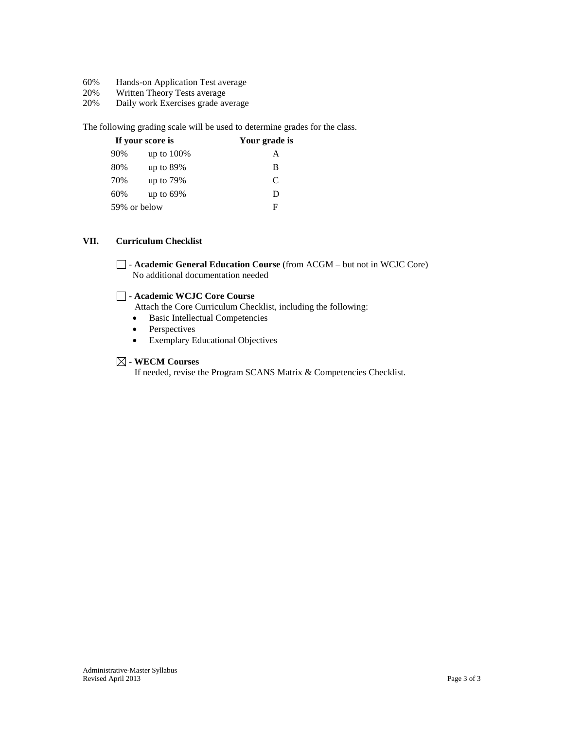60% Hands-on Application Test average
20% Written Theory Tests average
20% Daily work Exercises grade average

The following grading scale will be used to determine grades for the class.

| If your score is | | Your grade is |
|---|---|---|
| 90% | up to 100% | A |
| 80% | up to 89% | B |
| 70% | up to 79% | C |
| 60% | up to 69% | D |
| 59% or below | | F |

## VII. Curriculum Checklist

☐ - **Academic General Education Course** (from ACGM – but not in WCJC Core)
No additional documentation needed

☐ - **Academic WCJC Core Course**
Attach the Core Curriculum Checklist, including the following:

- Basic Intellectual Competencies
- Perspectives
- Exemplary Educational Objectives

☒ - **WECM Courses**
If needed, revise the Program SCANS Matrix & Competencies Checklist.

Administrative-Master Syllabus
Revised April 2013